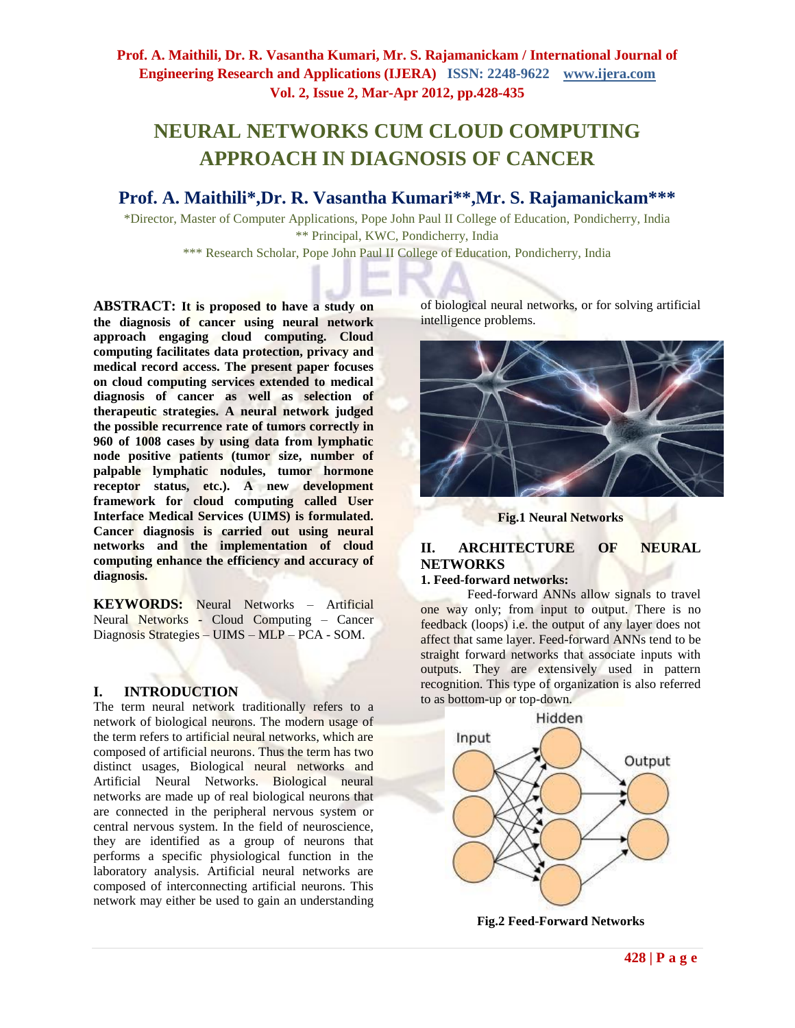# NEURAL NETWORKS CUM CLOUD COMPUTING APPROACH IN DIAGNOSIS OF CANCER

## Prof. A. Maithili*, Dr. R. Vasantha Kumari**, Mr. S. Rajamanickam***

*Director, Master of Computer Applications, Pope John Paul II College of Education, Pondicherry, India
** Principal, KWC, Pondicherry, India
*** Research Scholar, Pope John Paul II College of Education, Pondicherry, India

**ABSTRACT: It is proposed to have a study on the diagnosis of cancer using neural network approach engaging cloud computing. Cloud computing facilitates data protection, privacy and medical record access. The present paper focuses on cloud computing services extended to medical diagnosis of cancer as well as selection of therapeutic strategies. A neural network judged the possible recurrence rate of tumors correctly in 960 of 1008 cases by using data from lymphatic node positive patients (tumor size, number of palpable lymphatic nodules, tumor hormone receptor status, etc.). A new development framework for cloud computing called User Interface Medical Services (UIMS) is formulated. Cancer diagnosis is carried out using neural networks and the implementation of cloud computing enhance the efficiency and accuracy of diagnosis.**

**KEYWORDS:** Neural Networks – Artificial Neural Networks - Cloud Computing – Cancer Diagnosis Strategies – UIMS – MLP – PCA - SOM.

## I. INTRODUCTION

The term neural network traditionally refers to a network of biological neurons. The modern usage of the term refers to artificial neural networks, which are composed of artificial neurons. Thus the term has two distinct usages, Biological neural networks and Artificial Neural Networks. Biological neural networks are made up of real biological neurons that are connected in the peripheral nervous system or central nervous system. In the field of neuroscience, they are identified as a group of neurons that performs a specific physiological function in the laboratory analysis. Artificial neural networks are composed of interconnecting artificial neurons. This network may either be used to gain an understanding of biological neural networks, or for solving artificial intelligence problems.

**Fig.1 Neural Networks**

## II. ARCHITECTURE OF NEURAL NETWORKS

### 1. Feed-forward networks:

Feed-forward ANNs allow signals to travel one way only; from input to output. There is no feedback (loops) i.e. the output of any layer does not affect that same layer. Feed-forward ANNs tend to be straight forward networks that associate inputs with outputs. They are extensively used in pattern recognition. This type of organization is also referred to as bottom-up or top-down.

**Fig.2 Feed-Forward Networks**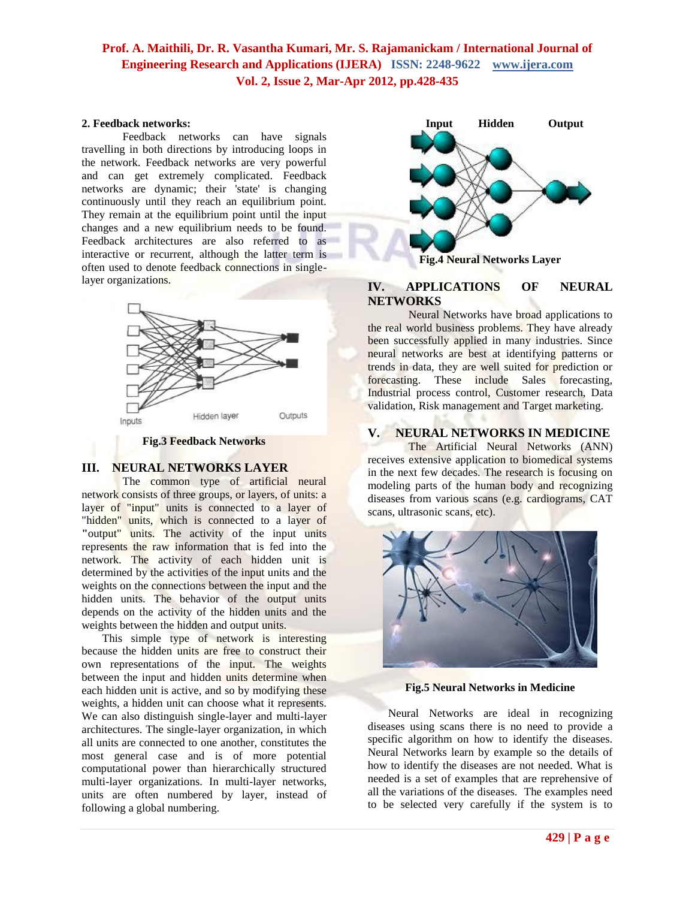**2. Feedback networks:**

Feedback networks can have signals travelling in both directions by introducing loops in the network. Feedback networks are very powerful and can get extremely complicated. Feedback networks are dynamic; their 'state' is changing continuously until they reach an equilibrium point. They remain at the equilibrium point until the input changes and a new equilibrium needs to be found. Feedback architectures are also referred to as interactive or recurrent, although the latter term is often used to denote feedback connections in single-layer organizations.

**Fig.3 Feedback Networks**

## III. NEURAL NETWORKS LAYER

The common type of artificial neural network consists of three groups, or layers, of units: a layer of "input" units is connected to a layer of "hidden" units, which is connected to a layer of "output" units. The activity of the input units represents the raw information that is fed into the network. The activity of each hidden unit is determined by the activities of the input units and the weights on the connections between the input and the hidden units. The behavior of the output units depends on the activity of the hidden units and the weights between the hidden and output units.

This simple type of network is interesting because the hidden units are free to construct their own representations of the input. The weights between the input and hidden units determine when each hidden unit is active, and so by modifying these weights, a hidden unit can choose what it represents. We can also distinguish single-layer and multi-layer architectures. The single-layer organization, in which all units are connected to one another, constitutes the most general case and is of more potential computational power than hierarchically structured multi-layer organizations. In multi-layer networks, units are often numbered by layer, instead of following a global numbering.

**Fig.4 Neural Networks Layer**

## IV. APPLICATIONS OF NEURAL NETWORKS

Neural Networks have broad applications to the real world business problems. They have already been successfully applied in many industries. Since neural networks are best at identifying patterns or trends in data, they are well suited for prediction or forecasting. These include Sales forecasting, Industrial process control, Customer research, Data validation, Risk management and Target marketing.

## V. NEURAL NETWORKS IN MEDICINE

The Artificial Neural Networks (ANN) receives extensive application to biomedical systems in the next few decades. The research is focusing on modeling parts of the human body and recognizing diseases from various scans (e.g. cardiograms, CAT scans, ultrasonic scans, etc).

**Fig.5 Neural Networks in Medicine**

Neural Networks are ideal in recognizing diseases using scans there is no need to provide a specific algorithm on how to identify the diseases. Neural Networks learn by example so the details of how to identify the diseases are not needed. What is needed is a set of examples that are reprehensive of all the variations of the diseases. The examples need to be selected very carefully if the system is to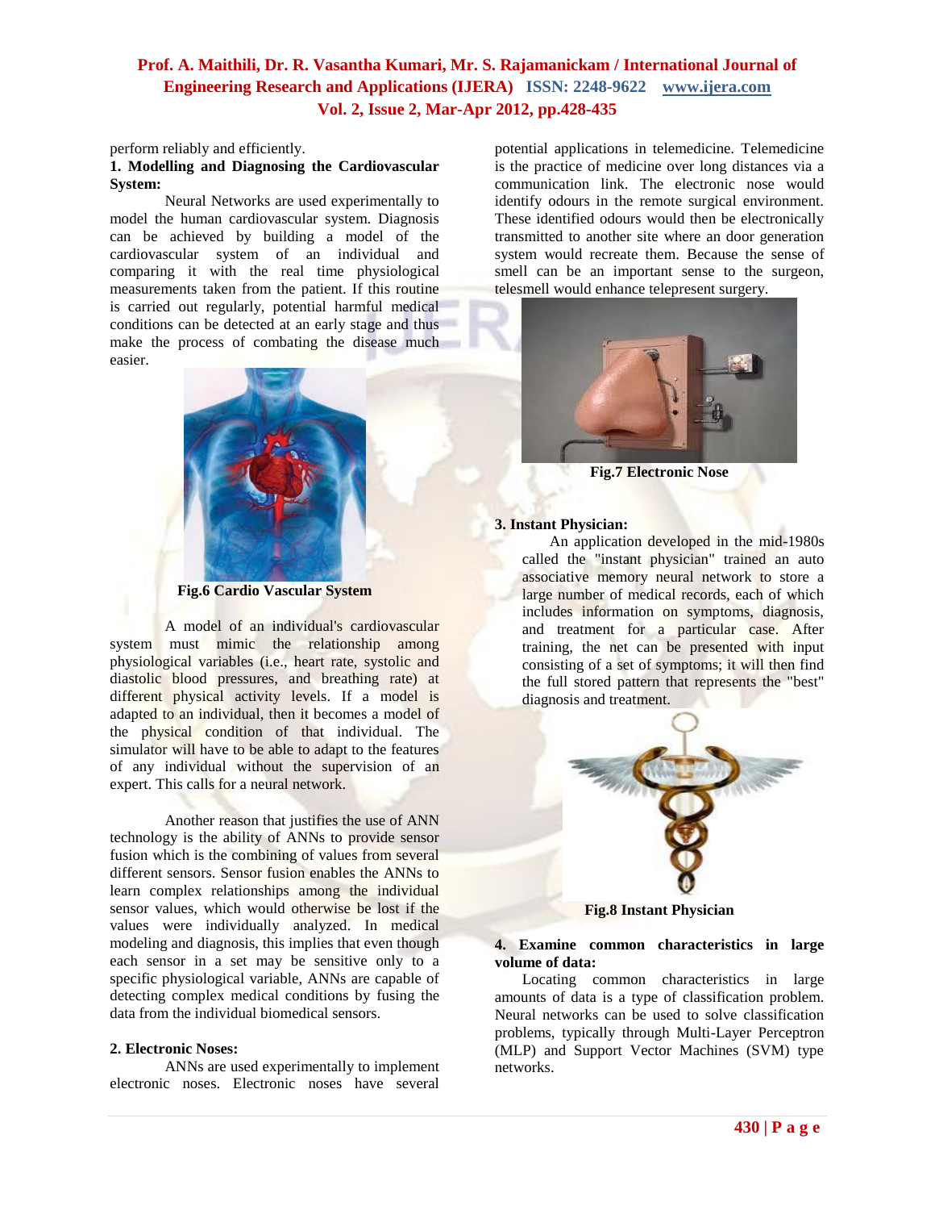perform reliably and efficiently.

**1. Modelling and Diagnosing the Cardiovascular System:**

Neural Networks are used experimentally to model the human cardiovascular system. Diagnosis can be achieved by building a model of the cardiovascular system of an individual and comparing it with the real time physiological measurements taken from the patient. If this routine is carried out regularly, potential harmful medical conditions can be detected at an early stage and thus make the process of combating the disease much easier.

**Fig.6 Cardio Vascular System**

A model of an individual's cardiovascular system must mimic the relationship among physiological variables (i.e., heart rate, systolic and diastolic blood pressures, and breathing rate) at different physical activity levels. If a model is adapted to an individual, then it becomes a model of the physical condition of that individual. The simulator will have to be able to adapt to the features of any individual without the supervision of an expert. This calls for a neural network.

Another reason that justifies the use of ANN technology is the ability of ANNs to provide sensor fusion which is the combining of values from several different sensors. Sensor fusion enables the ANNs to learn complex relationships among the individual sensor values, which would otherwise be lost if the values were individually analyzed. In medical modeling and diagnosis, this implies that even though each sensor in a set may be sensitive only to a specific physiological variable, ANNs are capable of detecting complex medical conditions by fusing the data from the individual biomedical sensors.

**2. Electronic Noses:**

ANNs are used experimentally to implement electronic noses. Electronic noses have several potential applications in telemedicine. Telemedicine is the practice of medicine over long distances via a communication link. The electronic nose would identify odours in the remote surgical environment. These identified odours would then be electronically transmitted to another site where an door generation system would recreate them. Because the sense of smell can be an important sense to the surgeon, telesmell would enhance telepresent surgery.

**Fig.7 Electronic Nose**

**3. Instant Physician:**

An application developed in the mid-1980s called the "instant physician" trained an auto associative memory neural network to store a large number of medical records, each of which includes information on symptoms, diagnosis, and treatment for a particular case. After training, the net can be presented with input consisting of a set of symptoms; it will then find the full stored pattern that represents the "best" diagnosis and treatment.

**Fig.8 Instant Physician**

**4. Examine common characteristics in large volume of data:**

Locating common characteristics in large amounts of data is a type of classification problem. Neural networks can be used to solve classification problems, typically through Multi-Layer Perceptron (MLP) and Support Vector Machines (SVM) type networks.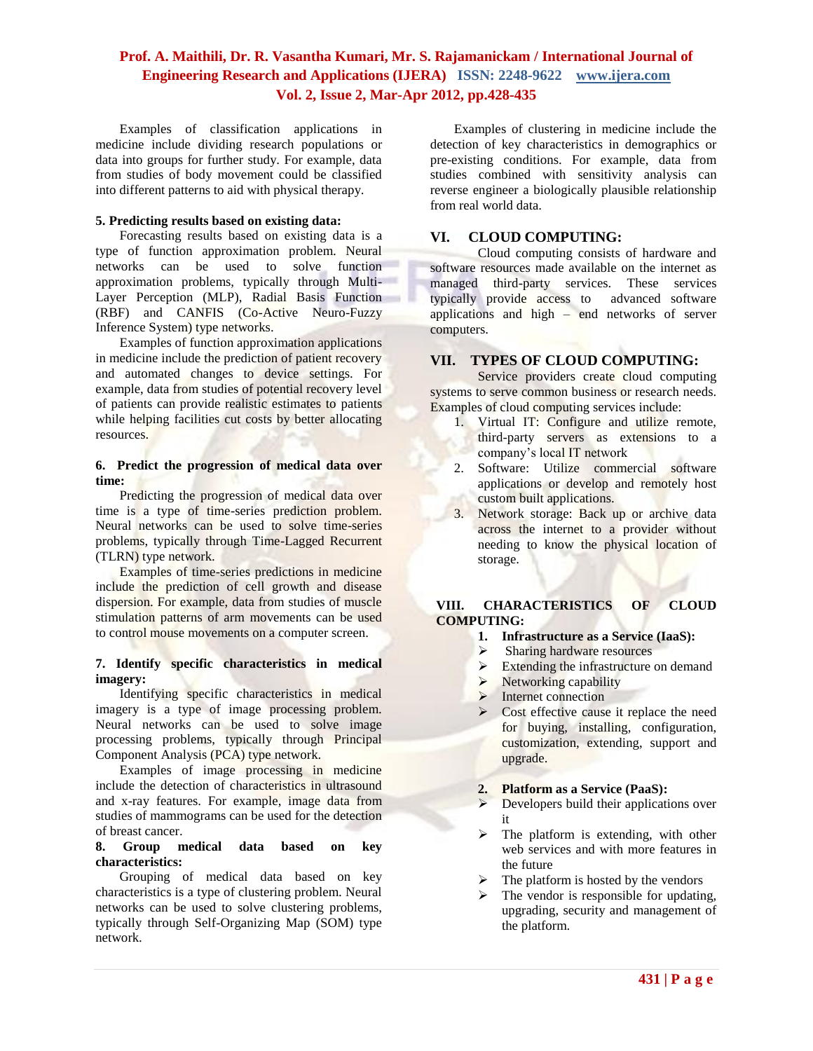Examples of classification applications in medicine include dividing research populations or data into groups for further study. For example, data from studies of body movement could be classified into different patterns to aid with physical therapy.

**5. Predicting results based on existing data:**

Forecasting results based on existing data is a type of function approximation problem. Neural networks can be used to solve function approximation problems, typically through Multi-Layer Perception (MLP), Radial Basis Function (RBF) and CANFIS (Co-Active Neuro-Fuzzy Inference System) type networks.

Examples of function approximation applications in medicine include the prediction of patient recovery and automated changes to device settings. For example, data from studies of potential recovery level of patients can provide realistic estimates to patients while helping facilities cut costs by better allocating resources.

**6. Predict the progression of medical data over time:**

Predicting the progression of medical data over time is a type of time-series prediction problem. Neural networks can be used to solve time-series problems, typically through Time-Lagged Recurrent (TLRN) type network.

Examples of time-series predictions in medicine include the prediction of cell growth and disease dispersion. For example, data from studies of muscle stimulation patterns of arm movements can be used to control mouse movements on a computer screen.

**7. Identify specific characteristics in medical imagery:**

Identifying specific characteristics in medical imagery is a type of image processing problem. Neural networks can be used to solve image processing problems, typically through Principal Component Analysis (PCA) type network.

Examples of image processing in medicine include the detection of characteristics in ultrasound and x-ray features. For example, image data from studies of mammograms can be used for the detection of breast cancer.

**8. Group medical data based on key characteristics:**

Grouping of medical data based on key characteristics is a type of clustering problem. Neural networks can be used to solve clustering problems, typically through Self-Organizing Map (SOM) type network.

Examples of clustering in medicine include the detection of key characteristics in demographics or pre-existing conditions. For example, data from studies combined with sensitivity analysis can reverse engineer a biologically plausible relationship from real world data.

## VI. CLOUD COMPUTING:

Cloud computing consists of hardware and software resources made available on the internet as managed third-party services. These services typically provide access to advanced software applications and high – end networks of server computers.

## VII. TYPES OF CLOUD COMPUTING:

Service providers create cloud computing systems to serve common business or research needs. Examples of cloud computing services include:

1. Virtual IT: Configure and utilize remote, third-party servers as extensions to a company's local IT network
2. Software: Utilize commercial software applications or develop and remotely host custom built applications.
3. Network storage: Back up or archive data across the internet to a provider without needing to know the physical location of storage.

## VIII. CHARACTERISTICS OF CLOUD COMPUTING:

1. **Infrastructure as a Service (IaaS):**
   - Sharing hardware resources
   - Extending the infrastructure on demand
   - Networking capability
   - Internet connection
   - Cost effective cause it replace the need for buying, installing, configuration, customization, extending, support and upgrade.

2. **Platform as a Service (PaaS):**
   - Developers build their applications over it
   - The platform is extending, with other web services and with more features in the future
   - The platform is hosted by the vendors
   - The vendor is responsible for updating, upgrading, security and management of the platform.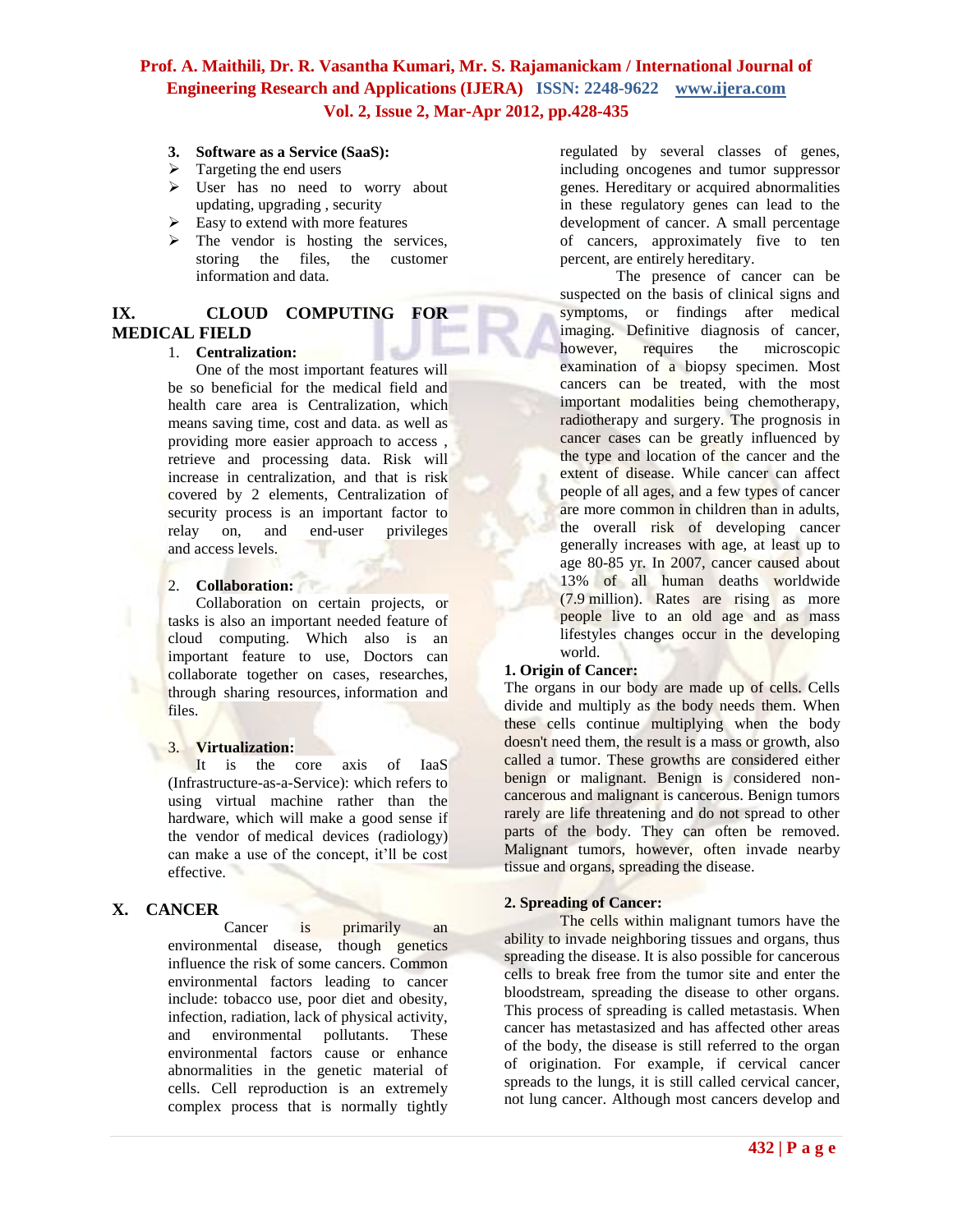3. **Software as a Service (SaaS):**

- Targeting the end users
- User has no need to worry about updating, upgrading , security
- Easy to extend with more features
- The vendor is hosting the services, storing the files, the customer information and data.

## IX. CLOUD COMPUTING FOR MEDICAL FIELD

1. **Centralization:**

One of the most important features will be so beneficial for the medical field and health care area is Centralization, which means saving time, cost and data. as well as providing more easier approach to access , retrieve and processing data. Risk will increase in centralization, and that is risk covered by 2 elements, Centralization of security process is an important factor to relay on, and end-user privileges and access levels.

2. **Collaboration:**

Collaboration on certain projects, or tasks is also an important needed feature of cloud computing. Which also is an important feature to use, Doctors can collaborate together on cases, researches, through sharing resources, information and files.

3. **Virtualization:**

It is the core axis of IaaS (Infrastructure-as-a-Service): which refers to using virtual machine rather than the hardware, which will make a good sense if the vendor of medical devices (radiology) can make a use of the concept, it'll be cost effective.

## X. CANCER

Cancer is primarily an environmental disease, though genetics influence the risk of some cancers. Common environmental factors leading to cancer include: tobacco use, poor diet and obesity, infection, radiation, lack of physical activity, and environmental pollutants. These environmental factors cause or enhance abnormalities in the genetic material of cells. Cell reproduction is an extremely complex process that is normally tightly regulated by several classes of genes, including oncogenes and tumor suppressor genes. Hereditary or acquired abnormalities in these regulatory genes can lead to the development of cancer. A small percentage of cancers, approximately five to ten percent, are entirely hereditary.

The presence of cancer can be suspected on the basis of clinical signs and symptoms, or findings after medical imaging. Definitive diagnosis of cancer, however, requires the microscopic examination of a biopsy specimen. Most cancers can be treated, with the most important modalities being chemotherapy, radiotherapy and surgery. The prognosis in cancer cases can be greatly influenced by the type and location of the cancer and the extent of disease. While cancer can affect people of all ages, and a few types of cancer are more common in children than in adults, the overall risk of developing cancer generally increases with age, at least up to age 80-85 yr. In 2007, cancer caused about 13% of all human deaths worldwide (7.9 million). Rates are rising as more people live to an old age and as mass lifestyles changes occur in the developing world.

**1. Origin of Cancer:**

The organs in our body are made up of cells. Cells divide and multiply as the body needs them. When these cells continue multiplying when the body doesn't need them, the result is a mass or growth, also called a tumor. These growths are considered either benign or malignant. Benign is considered non-cancerous and malignant is cancerous. Benign tumors rarely are life threatening and do not spread to other parts of the body. They can often be removed. Malignant tumors, however, often invade nearby tissue and organs, spreading the disease.

**2. Spreading of Cancer:**

The cells within malignant tumors have the ability to invade neighboring tissues and organs, thus spreading the disease. It is also possible for cancerous cells to break free from the tumor site and enter the bloodstream, spreading the disease to other organs. This process of spreading is called metastasis. When cancer has metastasized and has affected other areas of the body, the disease is still referred to the organ of origination. For example, if cervical cancer spreads to the lungs, it is still called cervical cancer, not lung cancer. Although most cancers develop and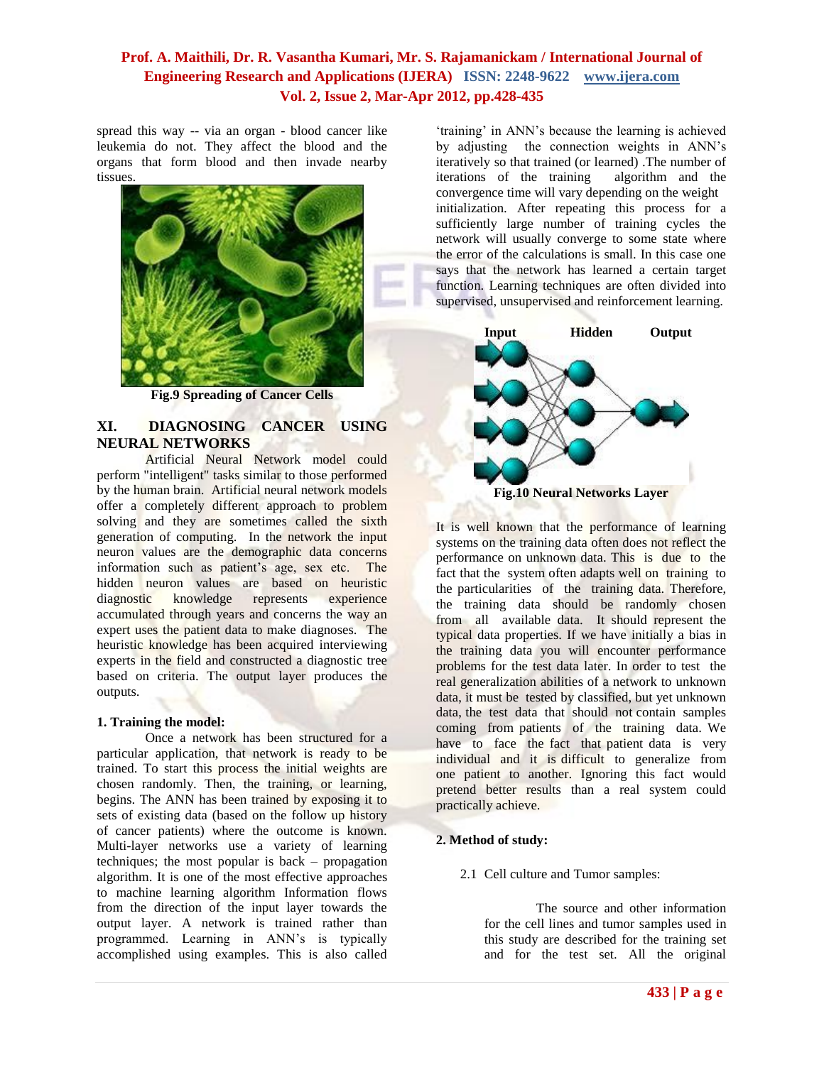spread this way -- via an organ - blood cancer like leukemia do not. They affect the blood and the organs that form blood and then invade nearby tissues.

**Fig.9 Spreading of Cancer Cells**

## XI. DIAGNOSING CANCER USING NEURAL NETWORKS

Artificial Neural Network model could perform "intelligent" tasks similar to those performed by the human brain. Artificial neural network models offer a completely different approach to problem solving and they are sometimes called the sixth generation of computing. In the network the input neuron values are the demographic data concerns information such as patient's age, sex etc. The hidden neuron values are based on heuristic diagnostic knowledge represents experience accumulated through years and concerns the way an expert uses the patient data to make diagnoses. The heuristic knowledge has been acquired interviewing experts in the field and constructed a diagnostic tree based on criteria. The output layer produces the outputs.

### 1. Training the model:

Once a network has been structured for a particular application, that network is ready to be trained. To start this process the initial weights are chosen randomly. Then, the training, or learning, begins. The ANN has been trained by exposing it to sets of existing data (based on the follow up history of cancer patients) where the outcome is known. Multi-layer networks use a variety of learning techniques; the most popular is back – propagation algorithm. It is one of the most effective approaches to machine learning algorithm Information flows from the direction of the input layer towards the output layer. A network is trained rather than programmed. Learning in ANN's is typically accomplished using examples. This is also called 'training' in ANN's because the learning is achieved by adjusting the connection weights in ANN's iteratively so that trained (or learned) .The number of iterations of the training algorithm and the convergence time will vary depending on the weight initialization. After repeating this process for a sufficiently large number of training cycles the network will usually converge to some state where the error of the calculations is small. In this case one says that the network has learned a certain target function. Learning techniques are often divided into supervised, unsupervised and reinforcement learning.

**Fig.10 Neural Networks Layer**

It is well known that the performance of learning systems on the training data often does not reflect the performance on unknown data. This is due to the fact that the system often adapts well on training to the particularities of the training data. Therefore, the training data should be randomly chosen from all available data. It should represent the typical data properties. If we have initially a bias in the training data you will encounter performance problems for the test data later. In order to test the real generalization abilities of a network to unknown data, it must be tested by classified, but yet unknown data, the test data that should not contain samples coming from patients of the training data. We have to face the fact that patient data is very individual and it is difficult to generalize from one patient to another. Ignoring this fact would pretend better results than a real system could practically achieve.

### 2. Method of study:

2.1 Cell culture and Tumor samples:

The source and other information for the cell lines and tumor samples used in this study are described for the training set and for the test set. All the original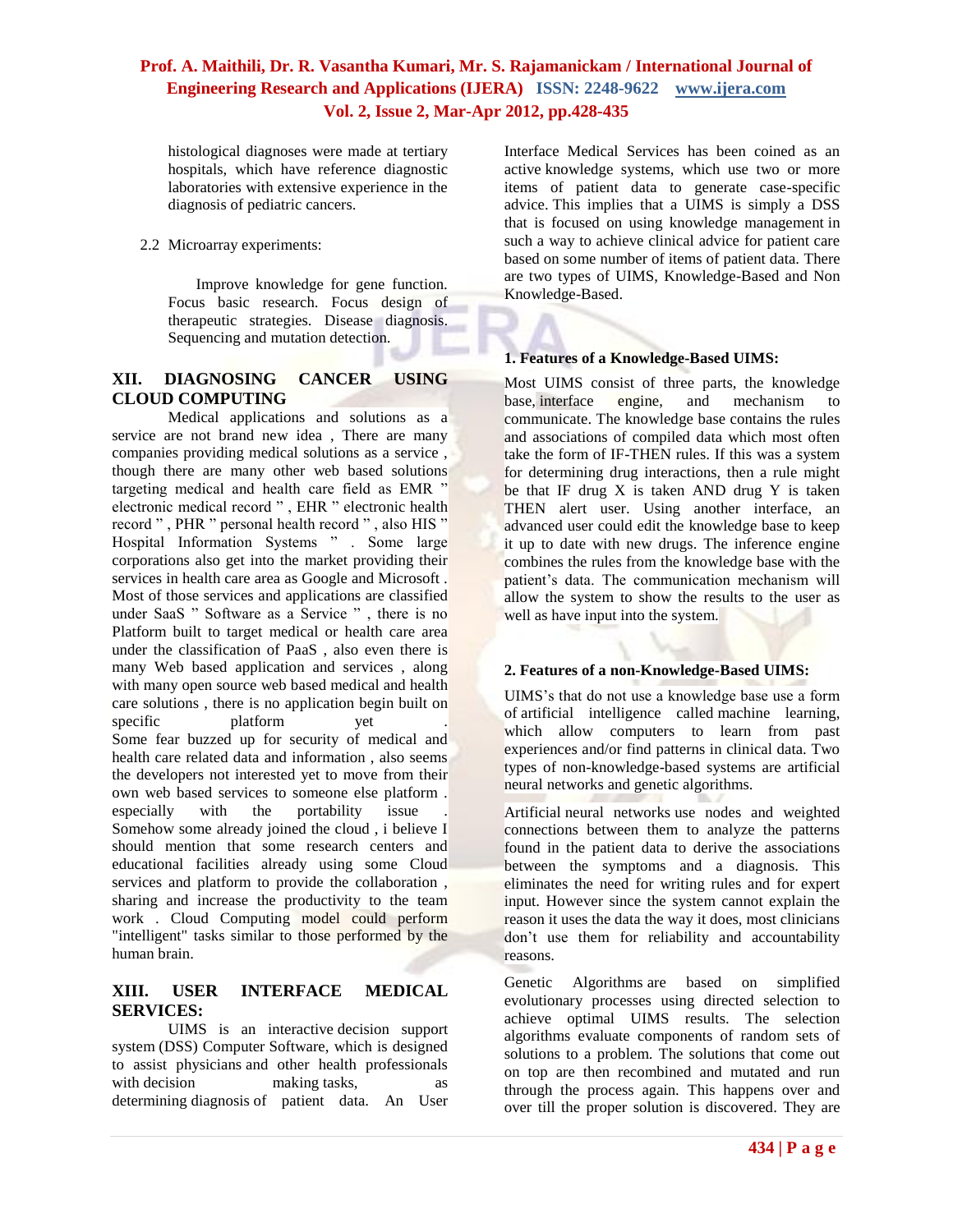histological diagnoses were made at tertiary hospitals, which have reference diagnostic laboratories with extensive experience in the diagnosis of pediatric cancers.

2.2 Microarray experiments:

Improve knowledge for gene function. Focus basic research. Focus design of therapeutic strategies. Disease diagnosis. Sequencing and mutation detection.

## XII. DIAGNOSING CANCER USING CLOUD COMPUTING

Medical applications and solutions as a service are not brand new idea , There are many companies providing medical solutions as a service , though there are many other web based solutions targeting medical and health care field as EMR " electronic medical record " , EHR " electronic health record " , PHR " personal health record " , also HIS " Hospital Information Systems " . Some large corporations also get into the market providing their services in health care area as Google and Microsoft . Most of those services and applications are classified under SaaS " Software as a Service " , there is no Platform built to target medical or health care area under the classification of PaaS , also even there is many Web based application and services , along with many open source web based medical and health care solutions , there is no application begin built on specific platform yet . Some fear buzzed up for security of medical and health care related data and information , also seems the developers not interested yet to move from their own web based services to someone else platform . especially with the portability issue . Somehow some already joined the cloud , i believe I should mention that some research centers and educational facilities already using some Cloud services and platform to provide the collaboration , sharing and increase the productivity to the team work . Cloud Computing model could perform "intelligent" tasks similar to those performed by the human brain.

## XIII. USER INTERFACE MEDICAL SERVICES:

UIMS is an interactive decision support system (DSS) Computer Software, which is designed to assist physicians and other health professionals with decision making tasks, as determining diagnosis of patient data. An User Interface Medical Services has been coined as an active knowledge systems, which use two or more items of patient data to generate case-specific advice. This implies that a UIMS is simply a DSS that is focused on using knowledge management in such a way to achieve clinical advice for patient care based on some number of items of patient data. There are two types of UIMS, Knowledge-Based and Non Knowledge-Based.

**1. Features of a Knowledge-Based UIMS:**

Most UIMS consist of three parts, the knowledge base, interface engine, and mechanism to communicate. The knowledge base contains the rules and associations of compiled data which most often take the form of IF-THEN rules. If this was a system for determining drug interactions, then a rule might be that IF drug X is taken AND drug Y is taken THEN alert user. Using another interface, an advanced user could edit the knowledge base to keep it up to date with new drugs. The inference engine combines the rules from the knowledge base with the patient's data. The communication mechanism will allow the system to show the results to the user as well as have input into the system.

**2. Features of a non-Knowledge-Based UIMS:**

UIMS's that do not use a knowledge base use a form of artificial intelligence called machine learning, which allow computers to learn from past experiences and/or find patterns in clinical data. Two types of non-knowledge-based systems are artificial neural networks and genetic algorithms.

Artificial neural networks use nodes and weighted connections between them to analyze the patterns found in the patient data to derive the associations between the symptoms and a diagnosis. This eliminates the need for writing rules and for expert input. However since the system cannot explain the reason it uses the data the way it does, most clinicians don't use them for reliability and accountability reasons.

Genetic Algorithms are based on simplified evolutionary processes using directed selection to achieve optimal UIMS results. The selection algorithms evaluate components of random sets of solutions to a problem. The solutions that come out on top are then recombined and mutated and run through the process again. This happens over and over till the proper solution is discovered. They are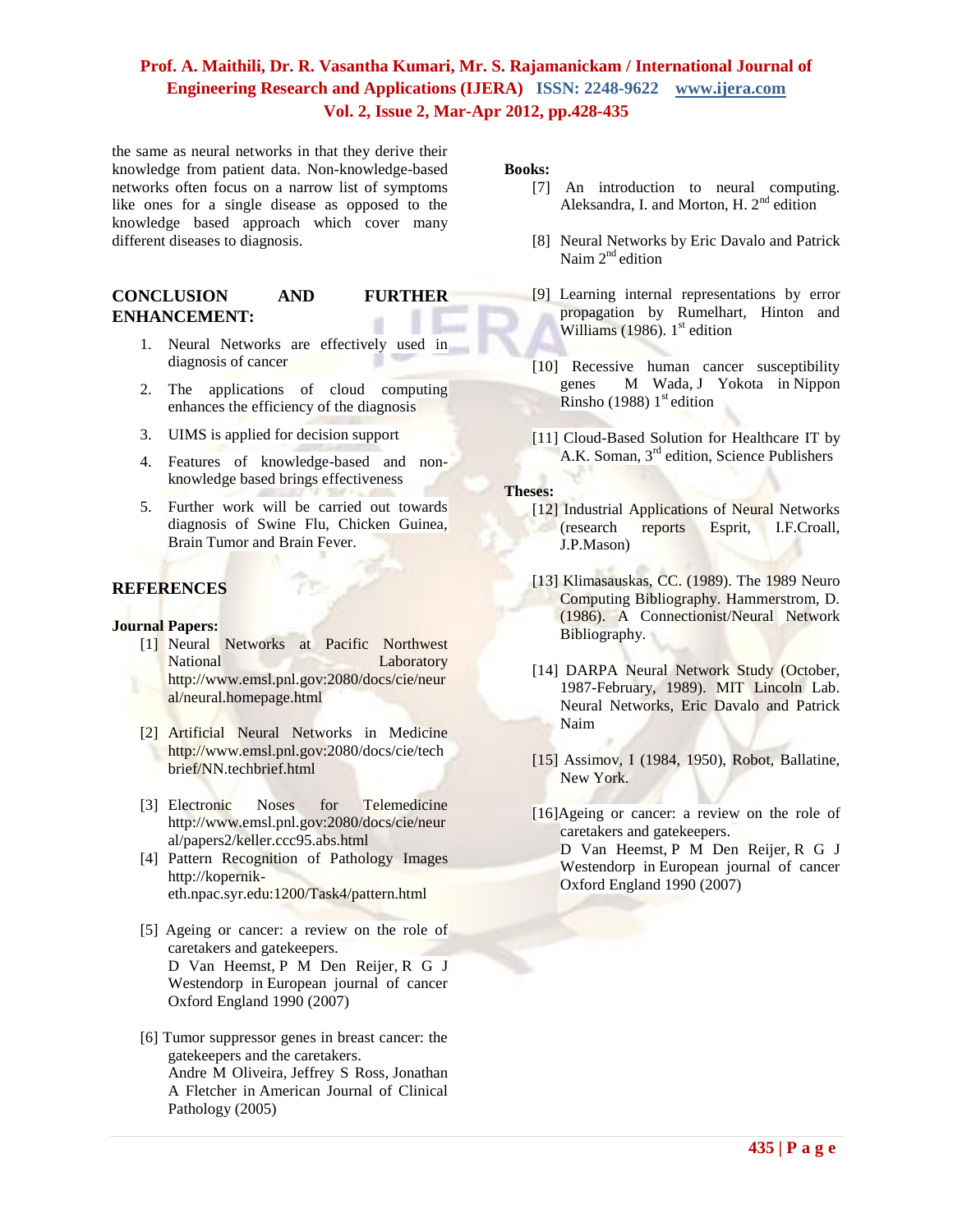the same as neural networks in that they derive their knowledge from patient data. Non-knowledge-based networks often focus on a narrow list of symptoms like ones for a single disease as opposed to the knowledge based approach which cover many different diseases to diagnosis.

## CONCLUSION AND FURTHER ENHANCEMENT:

1. Neural Networks are effectively used in diagnosis of cancer
2. The applications of cloud computing enhances the efficiency of the diagnosis
3. UIMS is applied for decision support
4. Features of knowledge-based and non-knowledge based brings effectiveness
5. Further work will be carried out towards diagnosis of Swine Flu, Chicken Guinea, Brain Tumor and Brain Fever.

## REFERENCES

**Journal Papers:**

[1] Neural Networks at Pacific Northwest National Laboratory http://www.emsl.pnl.gov:2080/docs/cie/neural/neural.homepage.html

[2] Artificial Neural Networks in Medicine http://www.emsl.pnl.gov:2080/docs/cie/techbrief/NN.techbrief.html

[3] Electronic Noses for Telemedicine http://www.emsl.pnl.gov:2080/docs/cie/neural/papers2/keller.ccc95.abs.html

[4] Pattern Recognition of Pathology Images http://kopernik-eth.npac.syr.edu:1200/Task4/pattern.html

[5] Ageing or cancer: a review on the role of caretakers and gatekeepers. D Van Heemst, P M Den Reijer, R G J Westendorp in European journal of cancer Oxford England 1990 (2007)

[6] Tumor suppressor genes in breast cancer: the gatekeepers and the caretakers. Andre M Oliveira, Jeffrey S Ross, Jonathan A Fletcher in American Journal of Clinical Pathology (2005)

**Books:**

[7] An introduction to neural computing. Aleksandra, I. and Morton, H. 2nd edition

[8] Neural Networks by Eric Davalo and Patrick Naim 2nd edition

[9] Learning internal representations by error propagation by Rumelhart, Hinton and Williams (1986). 1st edition

[10] Recessive human cancer susceptibility genes M Wada, J Yokota in Nippon Rinsho (1988) 1st edition

[11] Cloud-Based Solution for Healthcare IT by A.K. Soman, 3rd edition, Science Publishers

**Theses:**

[12] Industrial Applications of Neural Networks (research reports Esprit, I.F.Croall, J.P.Mason)

[13] Klimasauskas, CC. (1989). The 1989 Neuro Computing Bibliography. Hammerstrom, D. (1986). A Connectionist/Neural Network Bibliography.

[14] DARPA Neural Network Study (October, 1987-February, 1989). MIT Lincoln Lab. Neural Networks, Eric Davalo and Patrick Naim

[15] Assimov, I (1984, 1950), Robot, Ballatine, New York.

[16] Ageing or cancer: a review on the role of caretakers and gatekeepers. D Van Heemst, P M Den Reijer, R G J Westendorp in European journal of cancer Oxford England 1990 (2007)